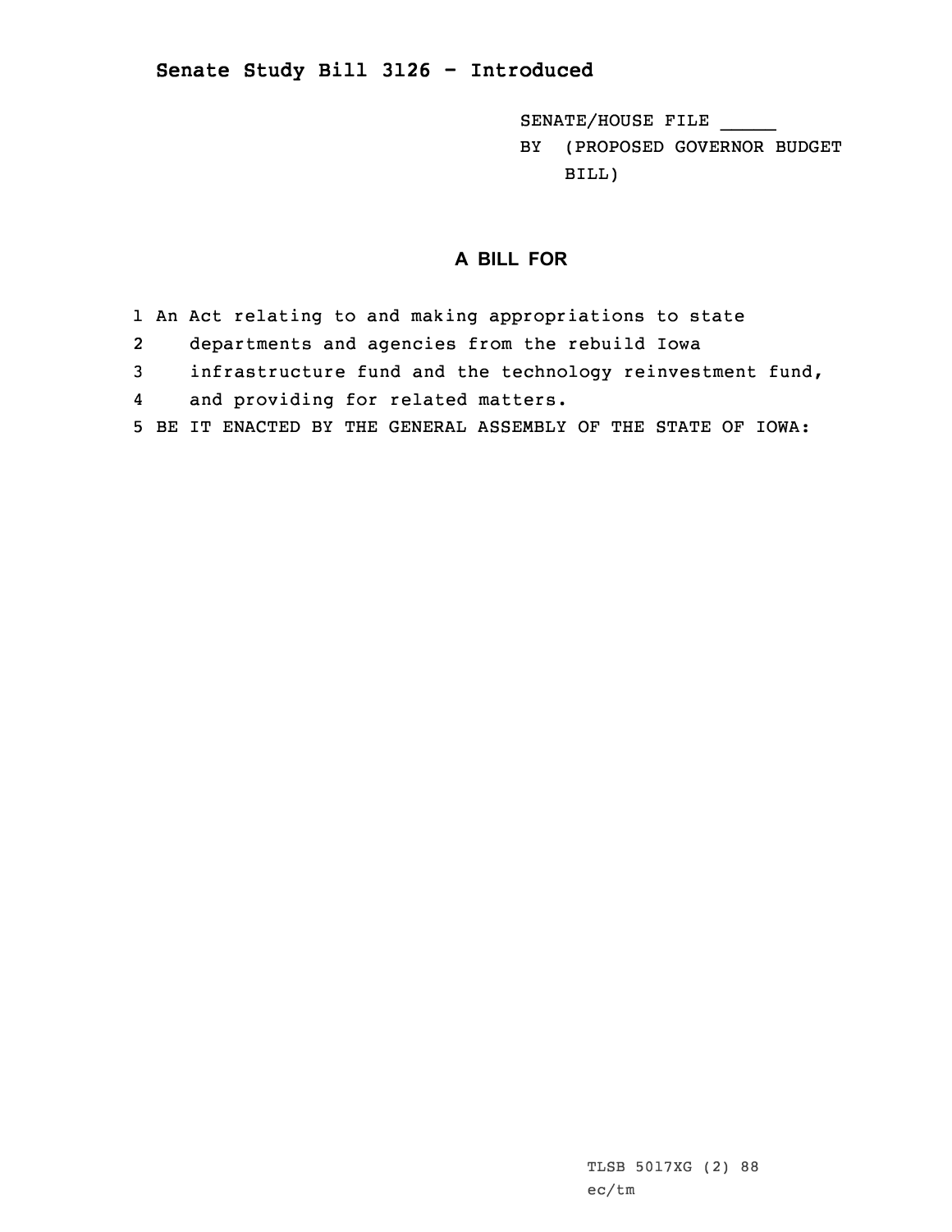# Senate Study Bill 3126 - Introduced

SENATE/HOUSE FILE _____

BY (PROPOSED GOVERNOR BUDGET BILL)

## A BILL FOR

1 An Act relating to and making appropriations to state
2 departments and agencies from the rebuild Iowa
3 infrastructure fund and the technology reinvestment fund,
4 and providing for related matters.
5 BE IT ENACTED BY THE GENERAL ASSEMBLY OF THE STATE OF IOWA:

TLSB 5017XG (2) 88
ec/tm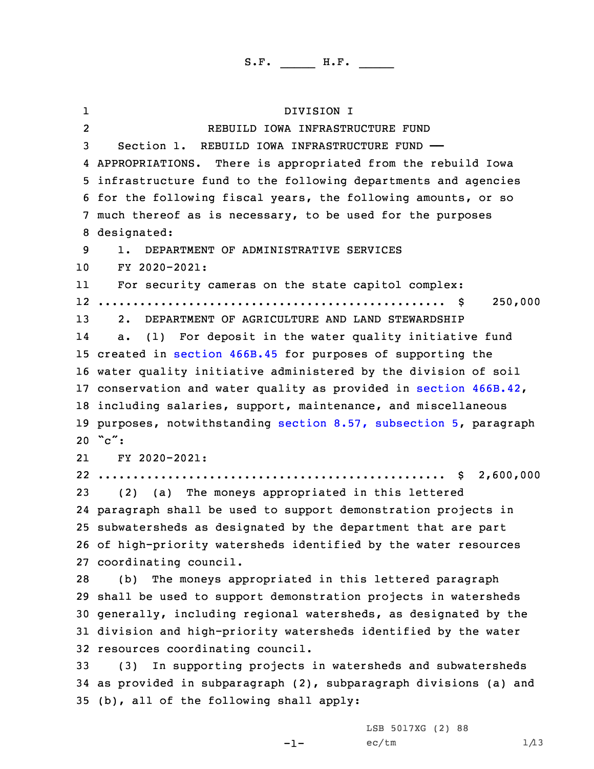S.F. _____ H.F. _____

DIVISION I

REBUILD IOWA INFRASTRUCTURE FUND

Section 1. REBUILD IOWA INFRASTRUCTURE FUND —— APPROPRIATIONS. There is appropriated from the rebuild Iowa infrastructure fund to the following departments and agencies for the following fiscal years, the following amounts, or so much thereof as is necessary, to be used for the purposes designated:

1. DEPARTMENT OF ADMINISTRATIVE SERVICES

FY 2020-2021:

For security cameras on the state capitol complex:

.................................................. $ 250,000

2. DEPARTMENT OF AGRICULTURE AND LAND STEWARDSHIP

a. (1) For deposit in the water quality initiative fund created in section 466B.45 for purposes of supporting the water quality initiative administered by the division of soil conservation and water quality as provided in section 466B.42, including salaries, support, maintenance, and miscellaneous purposes, notwithstanding section 8.57, subsection 5, paragraph "c":

FY 2020-2021:

.................................................. $ 2,600,000

(2) (a) The moneys appropriated in this lettered paragraph shall be used to support demonstration projects in subwatersheds as designated by the department that are part of high-priority watersheds identified by the water resources coordinating council.

(b) The moneys appropriated in this lettered paragraph shall be used to support demonstration projects in watersheds generally, including regional watersheds, as designated by the division and high-priority watersheds identified by the water resources coordinating council.

(3) In supporting projects in watersheds and subwatersheds as provided in subparagraph (2), subparagraph divisions (a) and (b), all of the following shall apply: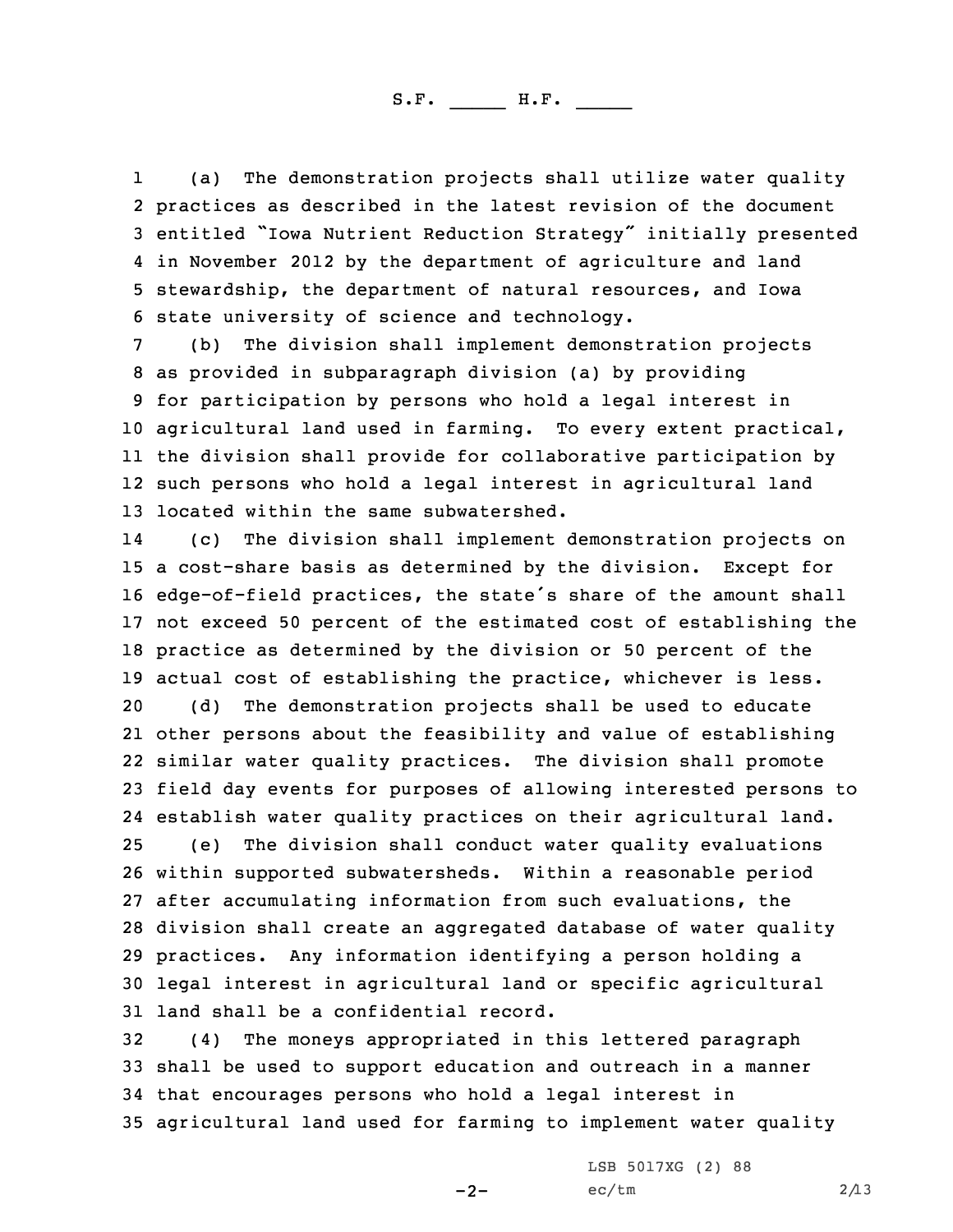(a) The demonstration projects shall utilize water quality practices as described in the latest revision of the document entitled "Iowa Nutrient Reduction Strategy" initially presented in November 2012 by the department of agriculture and land stewardship, the department of natural resources, and Iowa state university of science and technology.

(b) The division shall implement demonstration projects as provided in subparagraph division (a) by providing for participation by persons who hold a legal interest in agricultural land used in farming. To every extent practical, the division shall provide for collaborative participation by such persons who hold a legal interest in agricultural land located within the same subwatershed.

(c) The division shall implement demonstration projects on a cost-share basis as determined by the division. Except for edge-of-field practices, the state's share of the amount shall not exceed 50 percent of the estimated cost of establishing the practice as determined by the division or 50 percent of the actual cost of establishing the practice, whichever is less.

(d) The demonstration projects shall be used to educate other persons about the feasibility and value of establishing similar water quality practices. The division shall promote field day events for purposes of allowing interested persons to establish water quality practices on their agricultural land.

(e) The division shall conduct water quality evaluations within supported subwatersheds. Within a reasonable period after accumulating information from such evaluations, the division shall create an aggregated database of water quality practices. Any information identifying a person holding a legal interest in agricultural land or specific agricultural land shall be a confidential record.

(4) The moneys appropriated in this lettered paragraph shall be used to support education and outreach in a manner that encourages persons who hold a legal interest in agricultural land used for farming to implement water quality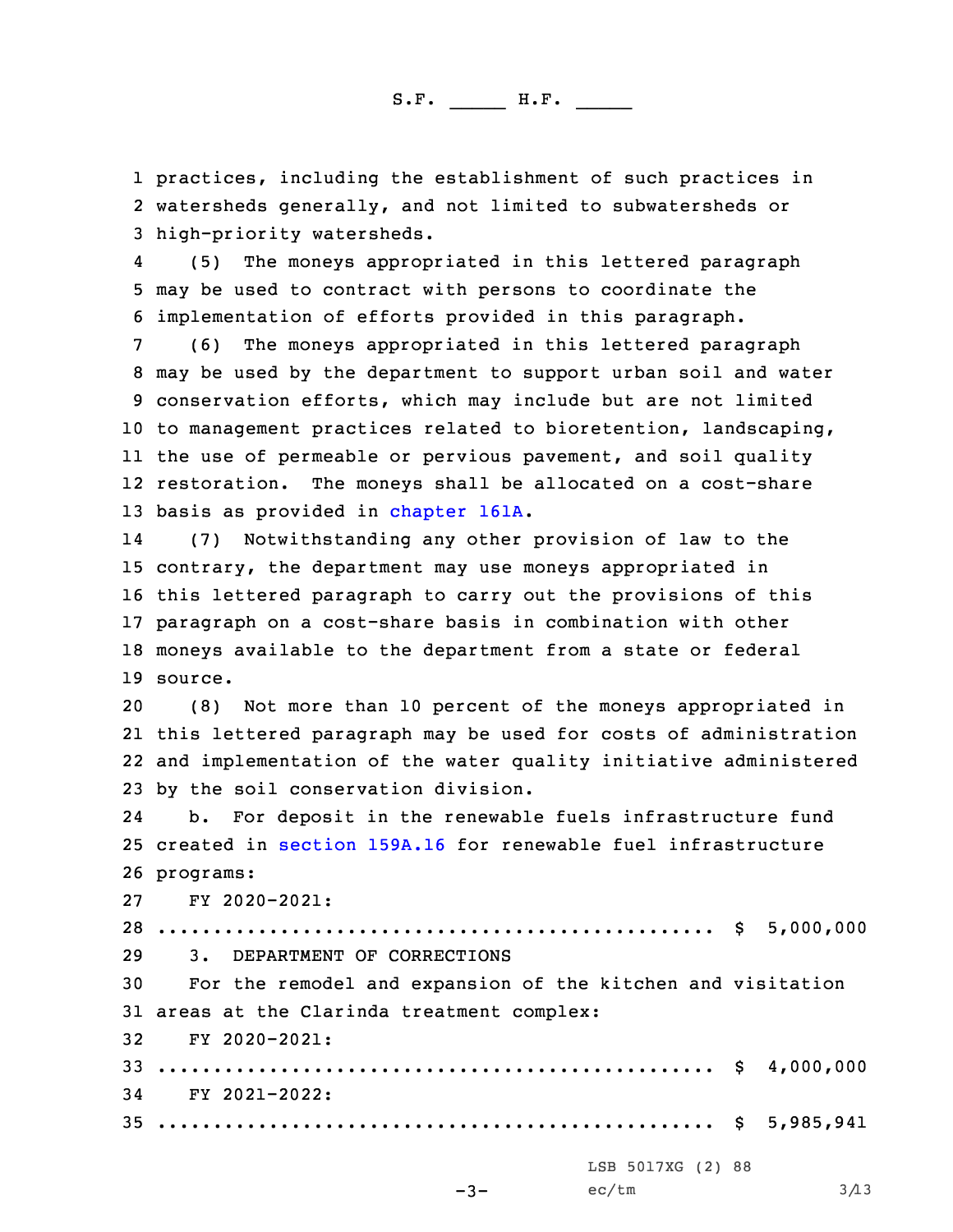practices, including the establishment of such practices in watersheds generally, and not limited to subwatersheds or high-priority watersheds.

(5) The moneys appropriated in this lettered paragraph may be used to contract with persons to coordinate the implementation of efforts provided in this paragraph.

(6) The moneys appropriated in this lettered paragraph may be used by the department to support urban soil and water conservation efforts, which may include but are not limited to management practices related to bioretention, landscaping, the use of permeable or pervious pavement, and soil quality restoration. The moneys shall be allocated on a cost-share basis as provided in chapter 161A.

(7) Notwithstanding any other provision of law to the contrary, the department may use moneys appropriated in this lettered paragraph to carry out the provisions of this paragraph on a cost-share basis in combination with other moneys available to the department from a state or federal source.

(8) Not more than 10 percent of the moneys appropriated in this lettered paragraph may be used for costs of administration and implementation of the water quality initiative administered by the soil conservation division.

b. For deposit in the renewable fuels infrastructure fund created in section 159A.16 for renewable fuel infrastructure programs:

FY 2020-2021:
.................................................. $ 5,000,000

3. DEPARTMENT OF CORRECTIONS

For the remodel and expansion of the kitchen and visitation areas at the Clarinda treatment complex:

FY 2020-2021:
.................................................. $ 4,000,000

FY 2021-2022:
.................................................. $ 5,985,941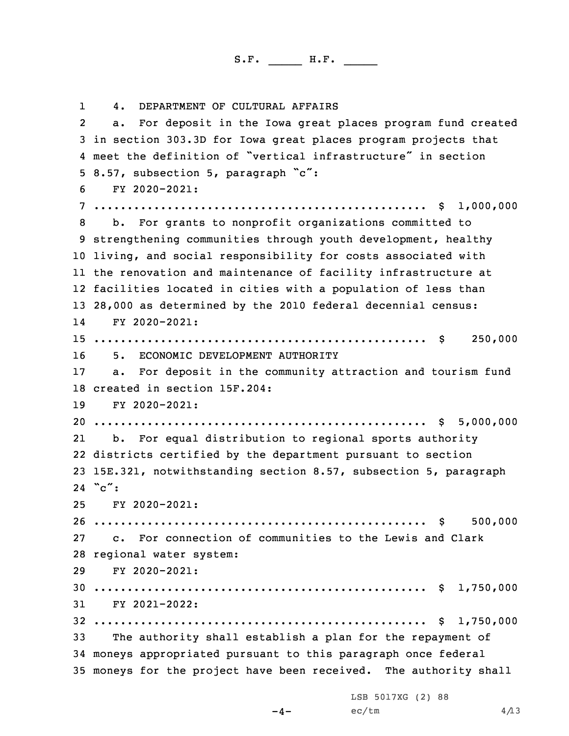S.F. _____ H.F. _____

4. DEPARTMENT OF CULTURAL AFFAIRS

a. For deposit in the Iowa great places program fund created in section 303.3D for Iowa great places program projects that meet the definition of "vertical infrastructure" in section 8.57, subsection 5, paragraph "c":

FY 2020-2021:
.................................................. $ 1,000,000

b. For grants to nonprofit organizations committed to strengthening communities through youth development, healthy living, and social responsibility for costs associated with the renovation and maintenance of facility infrastructure at facilities located in cities with a population of less than 28,000 as determined by the 2010 federal decennial census:

FY 2020-2021:
.................................................. $ 250,000

5. ECONOMIC DEVELOPMENT AUTHORITY

a. For deposit in the community attraction and tourism fund created in section 15F.204:

FY 2020-2021:
.................................................. $ 5,000,000

b. For equal distribution to regional sports authority districts certified by the department pursuant to section 15E.321, notwithstanding section 8.57, subsection 5, paragraph "c":

FY 2020-2021:
.................................................. $ 500,000

c. For connection of communities to the Lewis and Clark regional water system:

FY 2020-2021:
.................................................. $ 1,750,000

FY 2021-2022:
.................................................. $ 1,750,000

The authority shall establish a plan for the repayment of moneys appropriated pursuant to this paragraph once federal moneys for the project have been received. The authority shall

LSB 5017XG (2) 88
ec/tm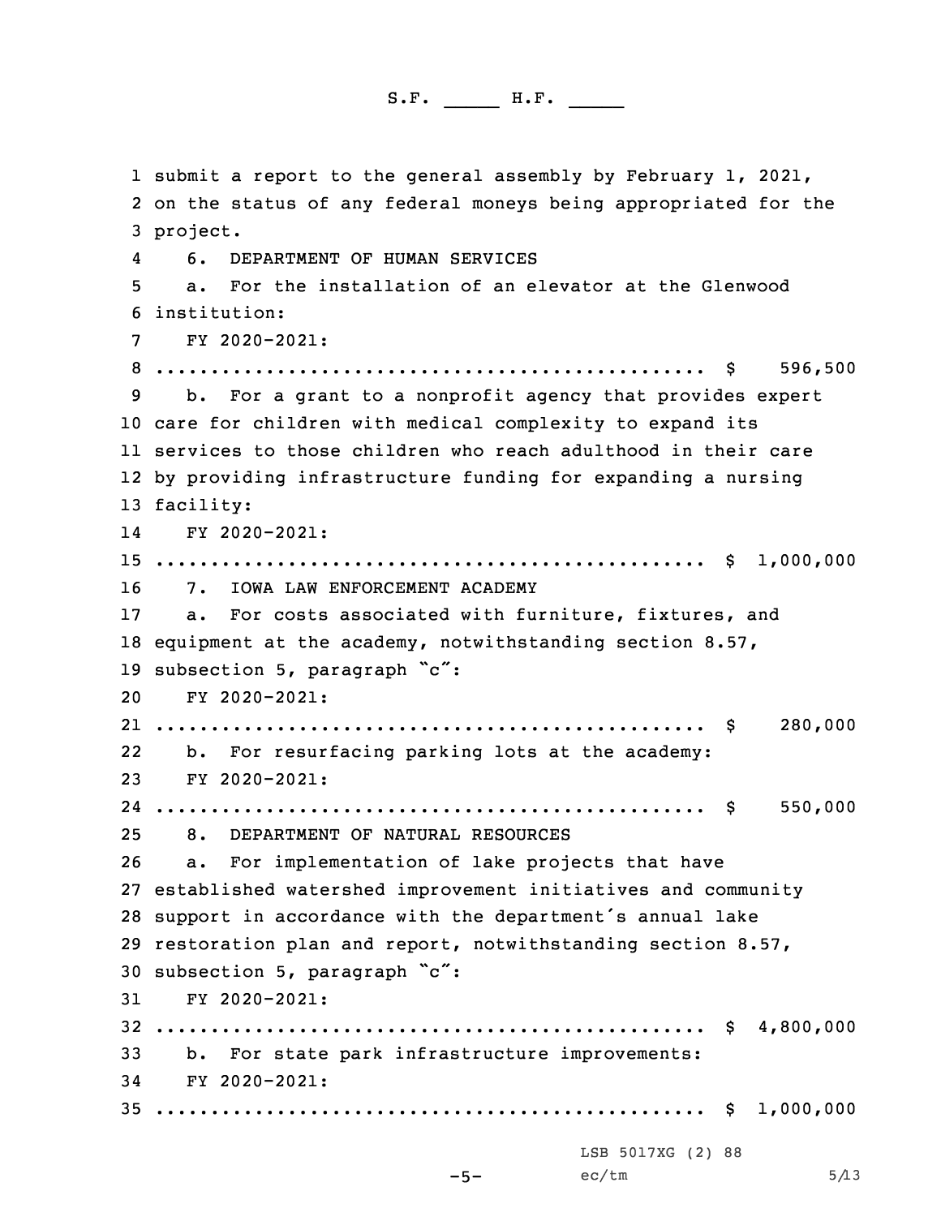submit a report to the general assembly by February 1, 2021, on the status of any federal moneys being appropriated for the project.

6. DEPARTMENT OF HUMAN SERVICES

a. For the installation of an elevator at the Glenwood institution:

FY 2020-2021:

.................................................. $ 596,500

b. For a grant to a nonprofit agency that provides expert care for children with medical complexity to expand its services to those children who reach adulthood in their care by providing infrastructure funding for expanding a nursing facility:

FY 2020-2021:

.................................................. $ 1,000,000

7. IOWA LAW ENFORCEMENT ACADEMY

a. For costs associated with furniture, fixtures, and equipment at the academy, notwithstanding section 8.57, subsection 5, paragraph "c":

FY 2020-2021:

.................................................. $ 280,000

b. For resurfacing parking lots at the academy:

FY 2020-2021:

.................................................. $ 550,000

8. DEPARTMENT OF NATURAL RESOURCES

a. For implementation of lake projects that have established watershed improvement initiatives and community support in accordance with the department's annual lake restoration plan and report, notwithstanding section 8.57, subsection 5, paragraph "c":

FY 2020-2021:

.................................................. $ 4,800,000

b. For state park infrastructure improvements:

FY 2020-2021:

.................................................. $ 1,000,000

LSB 5017XG (2) 88
ec/tm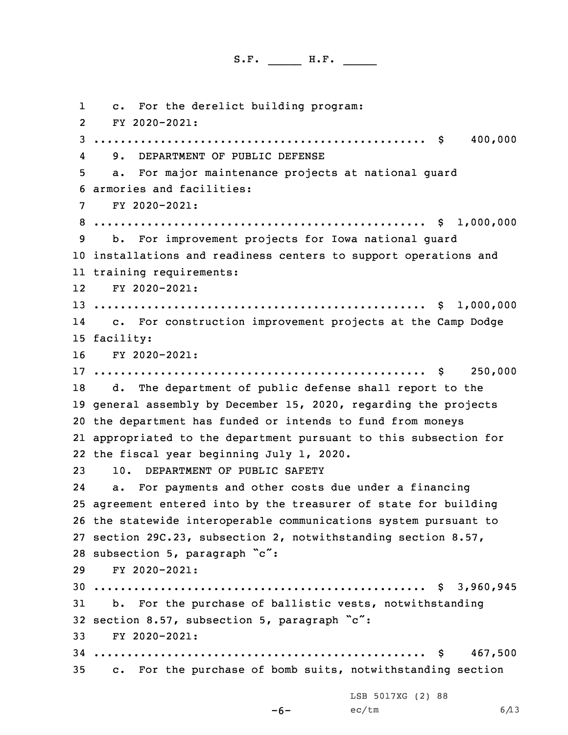c. For the derelict building program:

FY 2020-2021:

.................................................. $ 400,000

9. DEPARTMENT OF PUBLIC DEFENSE

a. For major maintenance projects at national guard armories and facilities:

FY 2020-2021:

.................................................. $ 1,000,000

b. For improvement projects for Iowa national guard installations and readiness centers to support operations and training requirements:

FY 2020-2021:

.................................................. $ 1,000,000

c. For construction improvement projects at the Camp Dodge facility:

FY 2020-2021:

.................................................. $ 250,000

d. The department of public defense shall report to the general assembly by December 15, 2020, regarding the projects the department has funded or intends to fund from moneys appropriated to the department pursuant to this subsection for the fiscal year beginning July 1, 2020.

10. DEPARTMENT OF PUBLIC SAFETY

a. For payments and other costs due under a financing agreement entered into by the treasurer of state for building the statewide interoperable communications system pursuant to section 29C.23, subsection 2, notwithstanding section 8.57, subsection 5, paragraph "c":

FY 2020-2021:

.................................................. $ 3,960,945

b. For the purchase of ballistic vests, notwithstanding section 8.57, subsection 5, paragraph "c":

FY 2020-2021:

.................................................. $ 467,500

c. For the purchase of bomb suits, notwithstanding section

LSB 5017XG (2) 88

ec/tm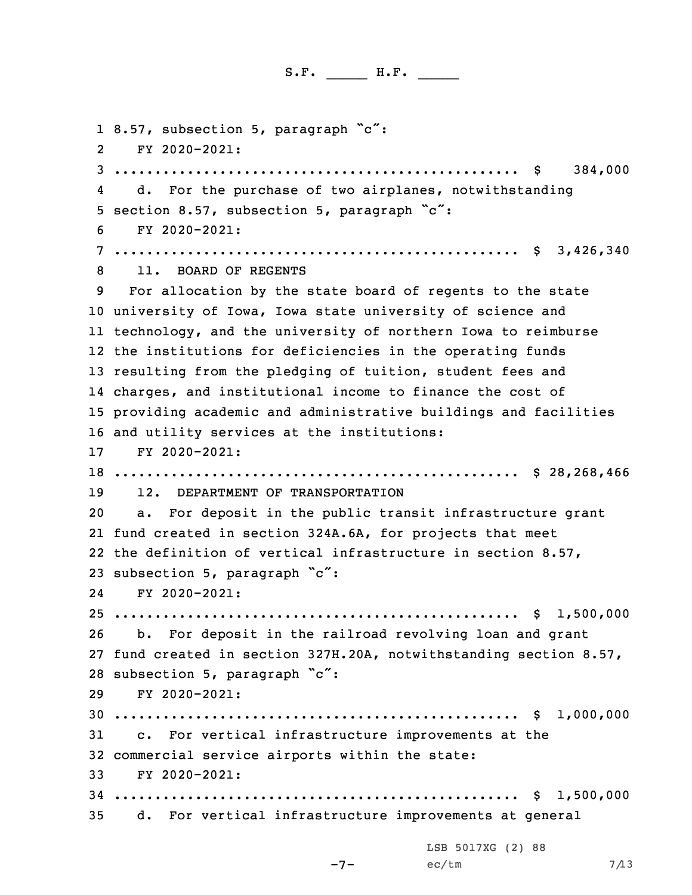8.57, subsection 5, paragraph "c":

FY 2020-2021:

.................................................. $ 384,000

d. For the purchase of two airplanes, notwithstanding section 8.57, subsection 5, paragraph "c":

FY 2020-2021:

.................................................. $ 3,426,340

11. BOARD OF REGENTS

For allocation by the state board of regents to the state university of Iowa, Iowa state university of science and technology, and the university of northern Iowa to reimburse the institutions for deficiencies in the operating funds resulting from the pledging of tuition, student fees and charges, and institutional income to finance the cost of providing academic and administrative buildings and facilities and utility services at the institutions:

FY 2020-2021:

.................................................. $ 28,268,466

12. DEPARTMENT OF TRANSPORTATION

a. For deposit in the public transit infrastructure grant fund created in section 324A.6A, for projects that meet the definition of vertical infrastructure in section 8.57, subsection 5, paragraph "c":

FY 2020-2021:

.................................................. $ 1,500,000

b. For deposit in the railroad revolving loan and grant fund created in section 327H.20A, notwithstanding section 8.57, subsection 5, paragraph "c":

FY 2020-2021:

.................................................. $ 1,000,000

c. For vertical infrastructure improvements at the commercial service airports within the state:

FY 2020-2021:

.................................................. $ 1,500,000

d. For vertical infrastructure improvements at general

LSB 5017XG (2) 88

ec/tm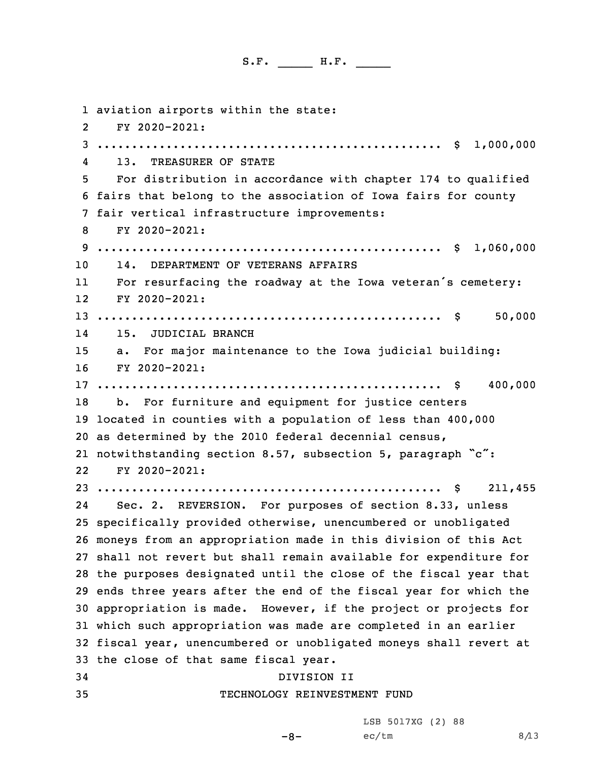aviation airports within the state:

FY 2020-2021:

.................................................. $ 1,000,000

13. TREASURER OF STATE

For distribution in accordance with chapter 174 to qualified fairs that belong to the association of Iowa fairs for county fair vertical infrastructure improvements:

FY 2020-2021:

.................................................. $ 1,060,000

14. DEPARTMENT OF VETERANS AFFAIRS

For resurfacing the roadway at the Iowa veteran's cemetery:

FY 2020-2021:

.................................................. $ 50,000

15. JUDICIAL BRANCH

a. For major maintenance to the Iowa judicial building:

FY 2020-2021:

.................................................. $ 400,000

b. For furniture and equipment for justice centers located in counties with a population of less than 400,000 as determined by the 2010 federal decennial census, notwithstanding section 8.57, subsection 5, paragraph "c":

FY 2020-2021:

.................................................. $ 211,455

Sec. 2. REVERSION. For purposes of section 8.33, unless specifically provided otherwise, unencumbered or unobligated moneys from an appropriation made in this division of this Act shall not revert but shall remain available for expenditure for the purposes designated until the close of the fiscal year that ends three years after the end of the fiscal year for which the appropriation is made. However, if the project or projects for which such appropriation was made are completed in an earlier fiscal year, unencumbered or unobligated moneys shall revert at the close of that same fiscal year.

DIVISION II

TECHNOLOGY REINVESTMENT FUND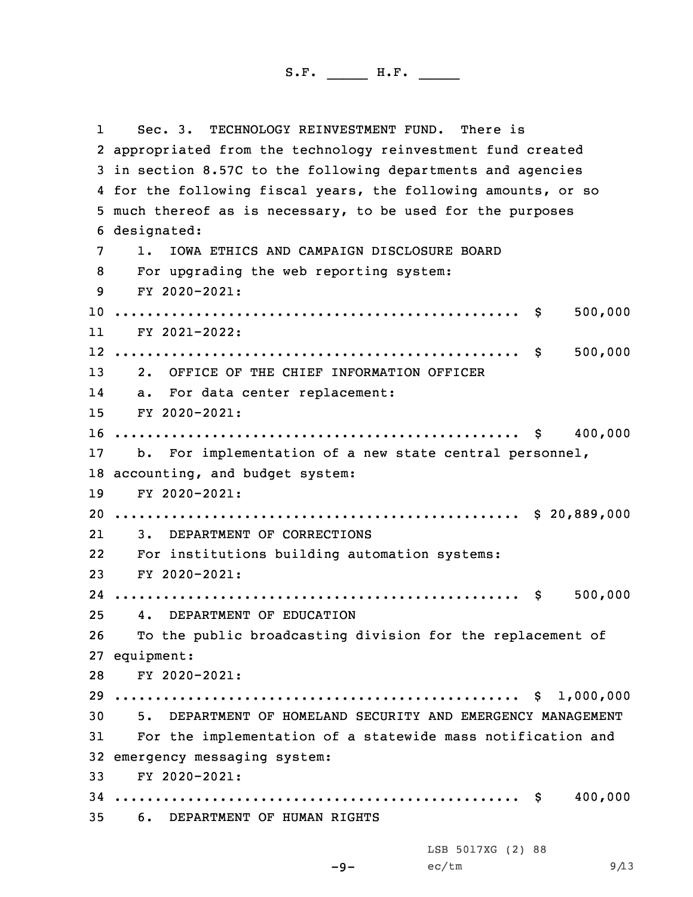Sec. 3. TECHNOLOGY REINVESTMENT FUND. There is appropriated from the technology reinvestment fund created in section 8.57C to the following departments and agencies for the following fiscal years, the following amounts, or so much thereof as is necessary, to be used for the purposes designated:

1. IOWA ETHICS AND CAMPAIGN DISCLOSURE BOARD

For upgrading the web reporting system:

FY 2020-2021:

.................................................. $ 500,000

FY 2021-2022:

.................................................. $ 500,000

2. OFFICE OF THE CHIEF INFORMATION OFFICER

a. For data center replacement:

FY 2020-2021:

.................................................. $ 400,000

b. For implementation of a new state central personnel, accounting, and budget system:

FY 2020-2021:

.................................................. $ 20,889,000

3. DEPARTMENT OF CORRECTIONS

For institutions building automation systems:

FY 2020-2021:

.................................................. $ 500,000

4. DEPARTMENT OF EDUCATION

To the public broadcasting division for the replacement of equipment:

FY 2020-2021:

.................................................. $ 1,000,000

5. DEPARTMENT OF HOMELAND SECURITY AND EMERGENCY MANAGEMENT

For the implementation of a statewide mass notification and emergency messaging system:

FY 2020-2021:

.................................................. $ 400,000

6. DEPARTMENT OF HUMAN RIGHTS

LSB 5017XG (2) 88

ec/tm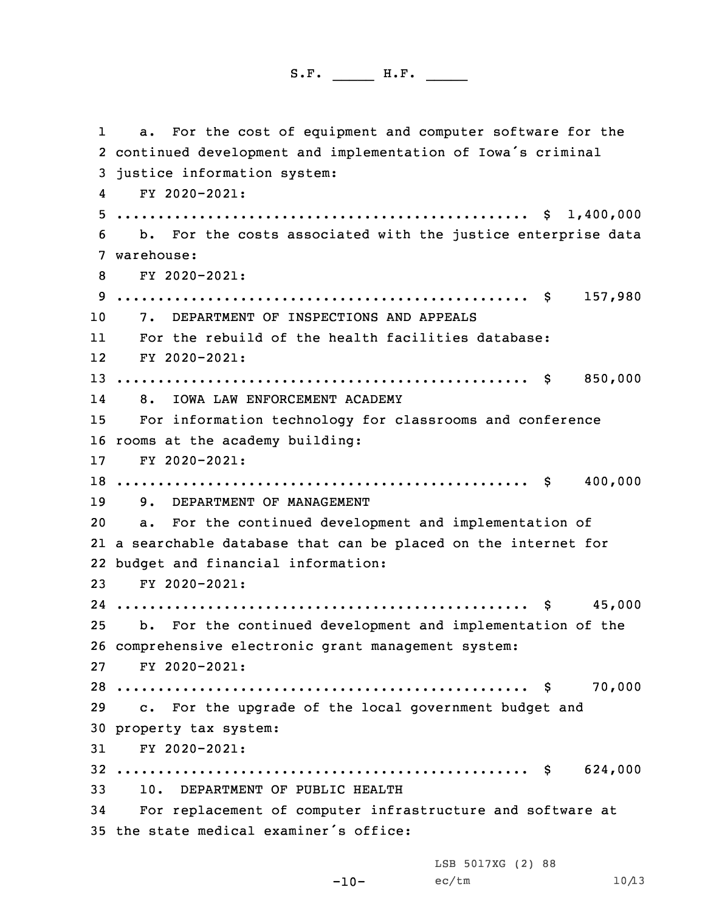a. For the cost of equipment and computer software for the continued development and implementation of Iowa's criminal justice information system:

FY 2020-2021:

.................................................. $ 1,400,000

b. For the costs associated with the justice enterprise data warehouse:

FY 2020-2021:

.................................................. $ 157,980

7. DEPARTMENT OF INSPECTIONS AND APPEALS

For the rebuild of the health facilities database:

FY 2020-2021:

.................................................. $ 850,000

8. IOWA LAW ENFORCEMENT ACADEMY

For information technology for classrooms and conference rooms at the academy building:

FY 2020-2021:

.................................................. $ 400,000

9. DEPARTMENT OF MANAGEMENT

a. For the continued development and implementation of a searchable database that can be placed on the internet for budget and financial information:

FY 2020-2021:

.................................................. $ 45,000

b. For the continued development and implementation of the comprehensive electronic grant management system:

FY 2020-2021:

.................................................. $ 70,000

c. For the upgrade of the local government budget and property tax system:

FY 2020-2021:

.................................................. $ 624,000

10. DEPARTMENT OF PUBLIC HEALTH

For replacement of computer infrastructure and software at the state medical examiner's office: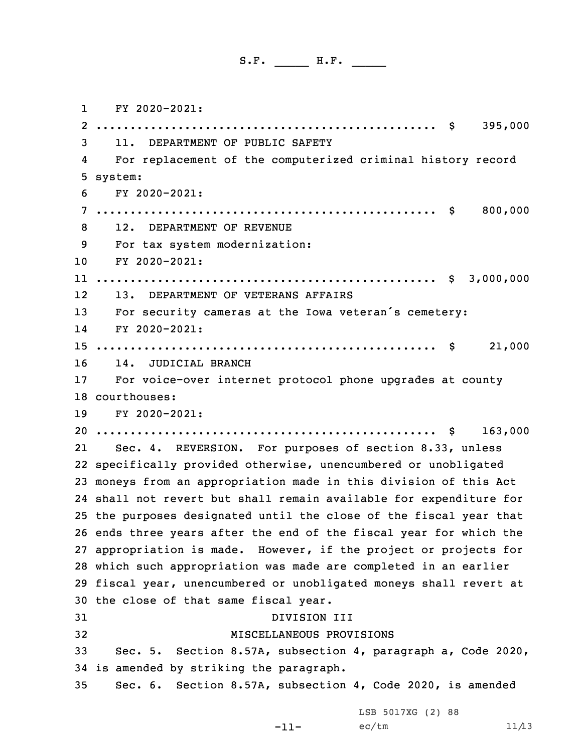FY 2020-2021:
.................................................. $ 395,000

11. DEPARTMENT OF PUBLIC SAFETY

For replacement of the computerized criminal history record system:

FY 2020-2021:
.................................................. $ 800,000

12. DEPARTMENT OF REVENUE

For tax system modernization:

FY 2020-2021:
.................................................. $ 3,000,000

13. DEPARTMENT OF VETERANS AFFAIRS

For security cameras at the Iowa veteran's cemetery:

FY 2020-2021:
.................................................. $ 21,000

14. JUDICIAL BRANCH

For voice-over internet protocol phone upgrades at county courthouses:

FY 2020-2021:
.................................................. $ 163,000

Sec. 4. REVERSION. For purposes of section 8.33, unless specifically provided otherwise, unencumbered or unobligated moneys from an appropriation made in this division of this Act shall not revert but shall remain available for expenditure for the purposes designated until the close of the fiscal year that ends three years after the end of the fiscal year for which the appropriation is made. However, if the project or projects for which such appropriation was made are completed in an earlier fiscal year, unencumbered or unobligated moneys shall revert at the close of that same fiscal year.

DIVISION III

MISCELLANEOUS PROVISIONS

Sec. 5. Section 8.57A, subsection 4, paragraph a, Code 2020, is amended by striking the paragraph.

Sec. 6. Section 8.57A, subsection 4, Code 2020, is amended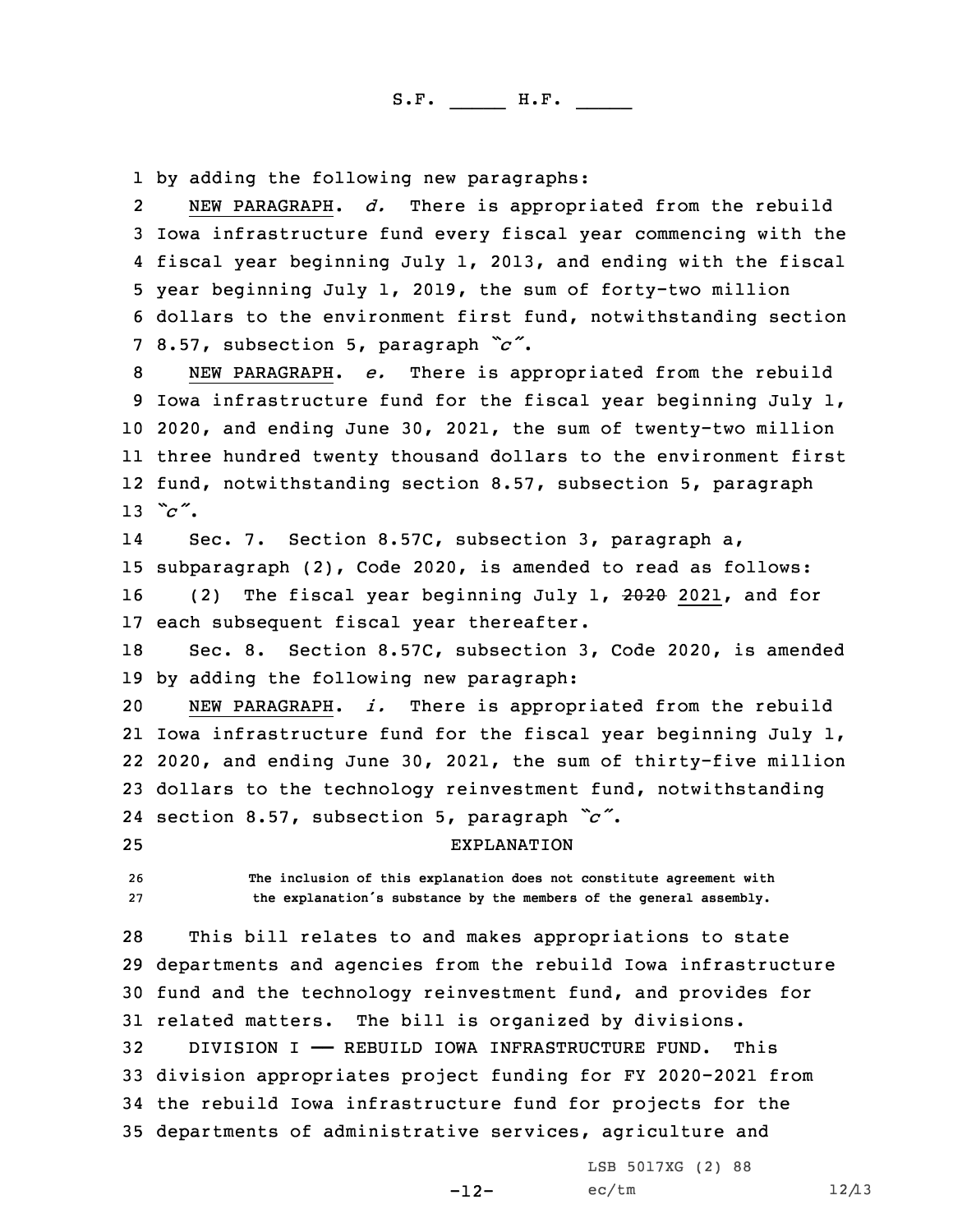by adding the following new paragraphs:

NEW PARAGRAPH. *d.* There is appropriated from the rebuild Iowa infrastructure fund every fiscal year commencing with the fiscal year beginning July 1, 2013, and ending with the fiscal year beginning July 1, 2019, the sum of forty-two million dollars to the environment first fund, notwithstanding section 8.57, subsection 5, paragraph *"c"*.

NEW PARAGRAPH. *e.* There is appropriated from the rebuild Iowa infrastructure fund for the fiscal year beginning July 1, 2020, and ending June 30, 2021, the sum of twenty-two million three hundred twenty thousand dollars to the environment first fund, notwithstanding section 8.57, subsection 5, paragraph *"c"*.

Sec. 7. Section 8.57C, subsection 3, paragraph a, subparagraph (2), Code 2020, is amended to read as follows:

(2) The fiscal year beginning July 1, ~~2020~~ 2021, and for each subsequent fiscal year thereafter.

Sec. 8. Section 8.57C, subsection 3, Code 2020, is amended by adding the following new paragraph:

NEW PARAGRAPH. *i.* There is appropriated from the rebuild Iowa infrastructure fund for the fiscal year beginning July 1, 2020, and ending June 30, 2021, the sum of thirty-five million dollars to the technology reinvestment fund, notwithstanding section 8.57, subsection 5, paragraph *"c"*.

EXPLANATION

The inclusion of this explanation does not constitute agreement with the explanation's substance by the members of the general assembly.

This bill relates to and makes appropriations to state departments and agencies from the rebuild Iowa infrastructure fund and the technology reinvestment fund, and provides for related matters. The bill is organized by divisions.

DIVISION I —— REBUILD IOWA INFRASTRUCTURE FUND. This division appropriates project funding for FY 2020-2021 from the rebuild Iowa infrastructure fund for projects for the departments of administrative services, agriculture and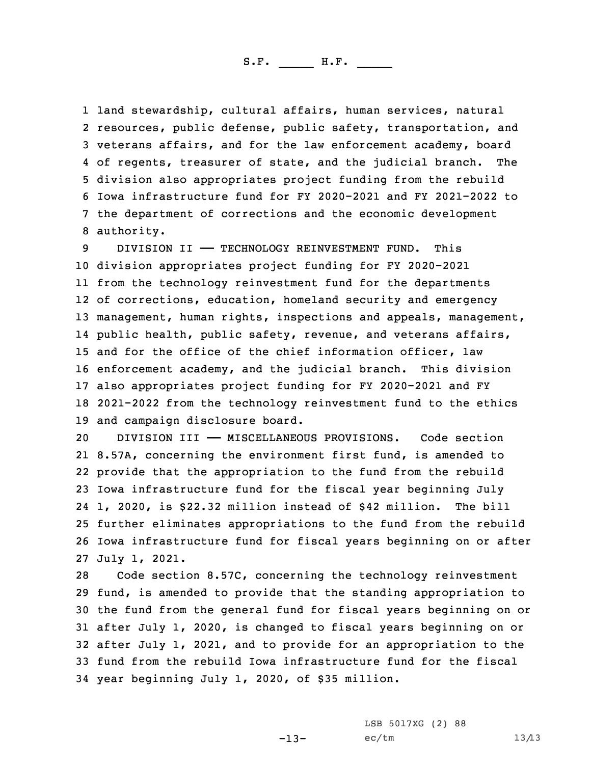land stewardship, cultural affairs, human services, natural resources, public defense, public safety, transportation, and veterans affairs, and for the law enforcement academy, board of regents, treasurer of state, and the judicial branch. The division also appropriates project funding from the rebuild Iowa infrastructure fund for FY 2020-2021 and FY 2021-2022 to the department of corrections and the economic development authority.

DIVISION II —— TECHNOLOGY REINVESTMENT FUND. This division appropriates project funding for FY 2020-2021 from the technology reinvestment fund for the departments of corrections, education, homeland security and emergency management, human rights, inspections and appeals, management, public health, public safety, revenue, and veterans affairs, and for the office of the chief information officer, law enforcement academy, and the judicial branch. This division also appropriates project funding for FY 2020-2021 and FY 2021-2022 from the technology reinvestment fund to the ethics and campaign disclosure board.

DIVISION III —— MISCELLANEOUS PROVISIONS. Code section 8.57A, concerning the environment first fund, is amended to provide that the appropriation to the fund from the rebuild Iowa infrastructure fund for the fiscal year beginning July 1, 2020, is $22.32 million instead of $42 million. The bill further eliminates appropriations to the fund from the rebuild Iowa infrastructure fund for fiscal years beginning on or after July 1, 2021.

Code section 8.57C, concerning the technology reinvestment fund, is amended to provide that the standing appropriation to the fund from the general fund for fiscal years beginning on or after July 1, 2020, is changed to fiscal years beginning on or after July 1, 2021, and to provide for an appropriation to the fund from the rebuild Iowa infrastructure fund for the fiscal year beginning July 1, 2020, of $35 million.